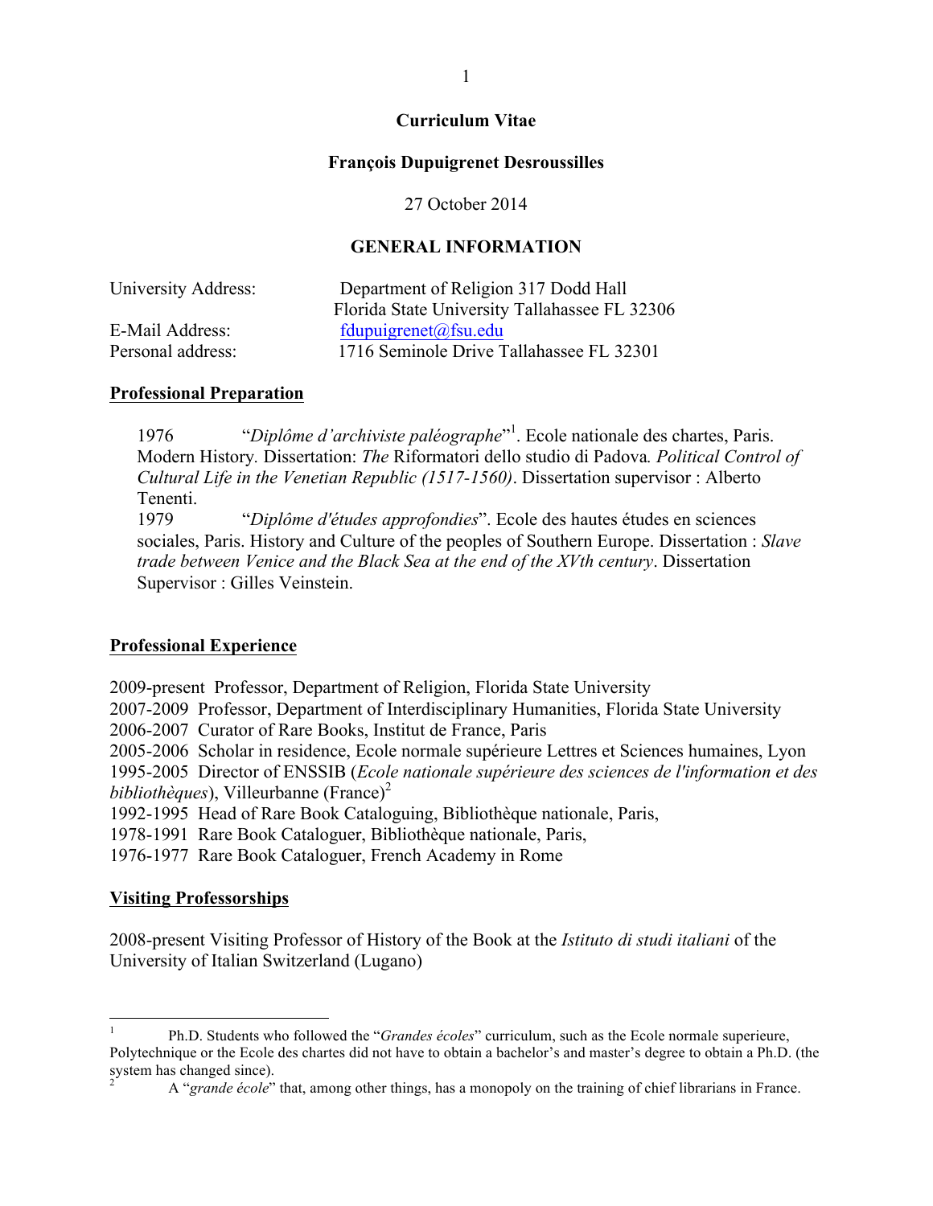# Curriculum Vitae

## François Dupuigrenet Desroussilles

27 October 2014

## GENERAL INFORMATION

University Address: Department of Religion 317 Dodd Hall
Florida State University Tallahassee FL 32306
E-Mail Address: fdupuigrenet@fsu.edu
Personal address: 1716 Seminole Drive Tallahassee FL 32301

### Professional Preparation

1976 "*Diplôme d'archiviste paléographe*"[1]. Ecole nationale des chartes, Paris. Modern History. Dissertation: *The* Riformatori dello studio di Padova*. Political Control of Cultural Life in the Venetian Republic (1517-1560)*. Dissertation supervisor : Alberto Tenenti.

1979 "*Diplôme d'études approfondies*". Ecole des hautes études en sciences sociales, Paris. History and Culture of the peoples of Southern Europe. Dissertation : *Slave trade between Venice and the Black Sea at the end of the XVth century*. Dissertation Supervisor : Gilles Veinstein.

### Professional Experience

2009-present Professor, Department of Religion, Florida State University
2007-2009 Professor, Department of Interdisciplinary Humanities, Florida State University
2006-2007 Curator of Rare Books, Institut de France, Paris
2005-2006 Scholar in residence, Ecole normale supérieure Lettres et Sciences humaines, Lyon
1995-2005 Director of ENSSIB (*Ecole nationale supérieure des sciences de l'information et des bibliothèques*), Villeurbanne (France)[2]
1992-1995 Head of Rare Book Cataloguing, Bibliothèque nationale, Paris,
1978-1991 Rare Book Cataloguer, Bibliothèque nationale, Paris,
1976-1977 Rare Book Cataloguer, French Academy in Rome

### Visiting Professorships

2008-present Visiting Professor of History of the Book at the *Istituto di studi italiani* of the University of Italian Switzerland (Lugano)

---

[1] Ph.D. Students who followed the "*Grandes écoles*" curriculum, such as the Ecole normale superieure, Polytechnique or the Ecole des chartes did not have to obtain a bachelor's and master's degree to obtain a Ph.D. (the system has changed since).

[2] A "*grande école*" that, among other things, has a monopoly on the training of chief librarians in France.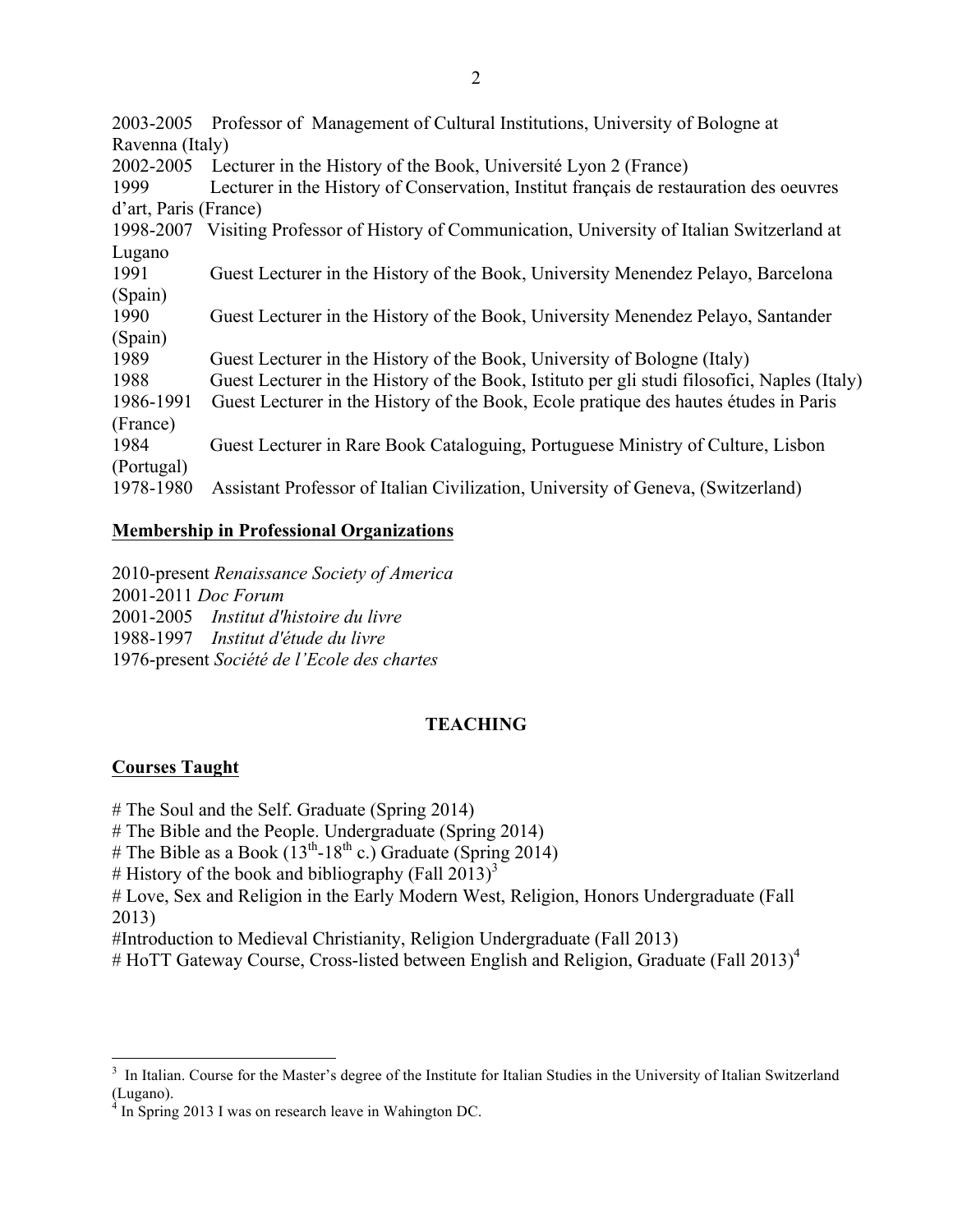2003-2005 Professor of Management of Cultural Institutions, University of Bologne at Ravenna (Italy)
2002-2005 Lecturer in the History of the Book, Université Lyon 2 (France)
1999 Lecturer in the History of Conservation, Institut français de restauration des oeuvres d'art, Paris (France)
1998-2007 Visiting Professor of History of Communication, University of Italian Switzerland at Lugano
1991 Guest Lecturer in the History of the Book, University Menendez Pelayo, Barcelona (Spain)
1990 Guest Lecturer in the History of the Book, University Menendez Pelayo, Santander (Spain)
1989 Guest Lecturer in the History of the Book, University of Bologne (Italy)
1988 Guest Lecturer in the History of the Book, Istituto per gli studi filosofici, Naples (Italy)
1986-1991 Guest Lecturer in the History of the Book, Ecole pratique des hautes études in Paris (France)
1984 Guest Lecturer in Rare Book Cataloguing, Portuguese Ministry of Culture, Lisbon (Portugal)
1978-1980 Assistant Professor of Italian Civilization, University of Geneva, (Switzerland)

**Membership in Professional Organizations**

2010-present *Renaissance Society of America*
2001-2011 *Doc Forum*
2001-2005 *Institut d'histoire du livre*
1988-1997 *Institut d'étude du livre*
1976-present *Société de l'Ecole des chartes*

## TEACHING

**Courses Taught**

# The Soul and the Self. Graduate (Spring 2014)
# The Bible and the People. Undergraduate (Spring 2014)
# The Bible as a Book ($13^{th}$-$18^{th}$ c.) Graduate (Spring 2014)
# History of the book and bibliography (Fall 2013)[3]
# Love, Sex and Religion in the Early Modern West, Religion, Honors Undergraduate (Fall 2013)
#Introduction to Medieval Christianity, Religion Undergraduate (Fall 2013)
# HoTT Gateway Course, Cross-listed between English and Religion, Graduate (Fall 2013)[4]

---

[3] In Italian. Course for the Master's degree of the Institute for Italian Studies in the University of Italian Switzerland (Lugano).
[4] In Spring 2013 I was on research leave in Wahington DC.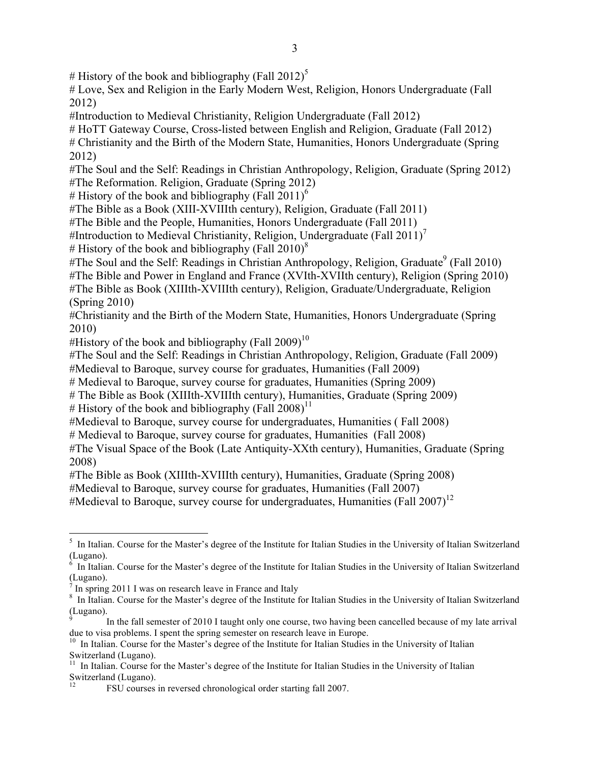# History of the book and bibliography (Fall 2012)[5]

# Love, Sex and Religion in the Early Modern West, Religion, Honors Undergraduate (Fall 2012)

#Introduction to Medieval Christianity, Religion Undergraduate (Fall 2012)

# HoTT Gateway Course, Cross-listed between English and Religion, Graduate (Fall 2012)

# Christianity and the Birth of the Modern State, Humanities, Honors Undergraduate (Spring 2012)

#The Soul and the Self: Readings in Christian Anthropology, Religion, Graduate (Spring 2012)

#The Reformation. Religion, Graduate (Spring 2012)

# History of the book and bibliography (Fall 2011)[6]

#The Bible as a Book (XIII-XVIIIth century), Religion, Graduate (Fall 2011)

#The Bible and the People, Humanities, Honors Undergraduate (Fall 2011)

#Introduction to Medieval Christianity, Religion, Undergraduate (Fall 2011)[7]

# History of the book and bibliography (Fall 2010)[8]

#The Soul and the Self: Readings in Christian Anthropology, Religion, Graduate[9] (Fall 2010)

#The Bible and Power in England and France (XVIth-XVIIth century), Religion (Spring 2010)

#The Bible as Book (XIIIth-XVIIIth century), Religion, Graduate/Undergraduate, Religion (Spring 2010)

#Christianity and the Birth of the Modern State, Humanities, Honors Undergraduate (Spring 2010)

#History of the book and bibliography (Fall 2009)[10]

#The Soul and the Self: Readings in Christian Anthropology, Religion, Graduate (Fall 2009)

#Medieval to Baroque, survey course for graduates, Humanities (Fall 2009)

# Medieval to Baroque, survey course for graduates, Humanities (Spring 2009)

# The Bible as Book (XIIIth-XVIIIth century), Humanities, Graduate (Spring 2009)

# History of the book and bibliography (Fall 2008)[11]

#Medieval to Baroque, survey course for undergraduates, Humanities ( Fall 2008)

# Medieval to Baroque, survey course for graduates, Humanities (Fall 2008)

#The Visual Space of the Book (Late Antiquity-XXth century), Humanities, Graduate (Spring 2008)

#The Bible as Book (XIIIth-XVIIIth century), Humanities, Graduate (Spring 2008)

#Medieval to Baroque, survey course for graduates, Humanities (Fall 2007)

#Medieval to Baroque, survey course for undergraduates, Humanities (Fall 2007)[12]

---

[5] In Italian. Course for the Master's degree of the Institute for Italian Studies in the University of Italian Switzerland (Lugano).

[6] In Italian. Course for the Master's degree of the Institute for Italian Studies in the University of Italian Switzerland (Lugano).

[7] In spring 2011 I was on research leave in France and Italy

[8] In Italian. Course for the Master's degree of the Institute for Italian Studies in the University of Italian Switzerland (Lugano).

[9] In the fall semester of 2010 I taught only one course, two having been cancelled because of my late arrival due to visa problems. I spent the spring semester on research leave in Europe.

[10] In Italian. Course for the Master's degree of the Institute for Italian Studies in the University of Italian Switzerland (Lugano).

[11] In Italian. Course for the Master's degree of the Institute for Italian Studies in the University of Italian Switzerland (Lugano).

[12] FSU courses in reversed chronological order starting fall 2007.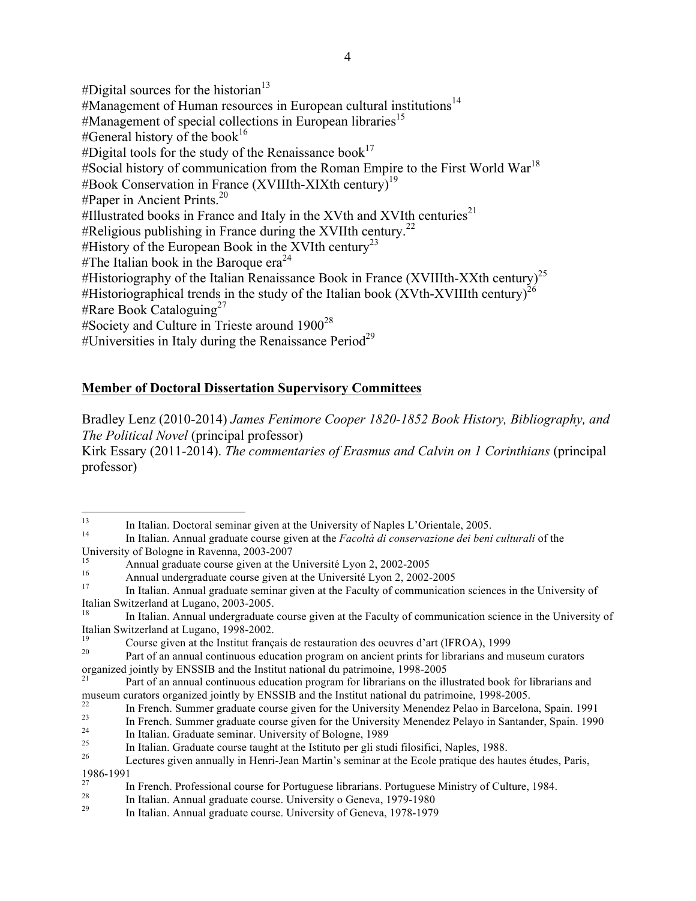#Digital sources for the historian[13]
#Management of Human resources in European cultural institutions[14]
#Management of special collections in European libraries[15]
#General history of the book[16]
#Digital tools for the study of the Renaissance book[17]
#Social history of communication from the Roman Empire to the First World War[18]
#Book Conservation in France (XVIIIth-XIXth century)[19]
#Paper in Ancient Prints.[20]
#Illustrated books in France and Italy in the XVth and XVIth centuries[21]
#Religious publishing in France during the XVIIth century.[22]
#History of the European Book in the XVIth century[23]
#The Italian book in the Baroque era[24]
#Historiography of the Italian Renaissance Book in France (XVIIIth-XXth century)[25]
#Historiographical trends in the study of the Italian book (XVth-XVIIIth century)[26]
#Rare Book Cataloguing[27]
#Society and Culture in Trieste around 1900[28]
#Universities in Italy during the Renaissance Period[29]

**Member of Doctoral Dissertation Supervisory Committees**

Bradley Lenz (2010-2014) *James Fenimore Cooper 1820-1852 Book History, Bibliography, and The Political Novel* (principal professor)
Kirk Essary (2011-2014). *The commentaries of Erasmus and Calvin on 1 Corinthians* (principal professor)

---

[13] In Italian. Doctoral seminar given at the University of Naples L'Orientale, 2005.
[14] In Italian. Annual graduate course given at the *Facoltà di conservazione dei beni culturali* of the University of Bologne in Ravenna, 2003-2007
[15] Annual graduate course given at the Université Lyon 2, 2002-2005
[16] Annual undergraduate course given at the Université Lyon 2, 2002-2005
[17] In Italian. Annual graduate seminar given at the Faculty of communication sciences in the University of Italian Switzerland at Lugano, 2003-2005.
[18] In Italian. Annual undergraduate course given at the Faculty of communication science in the University of Italian Switzerland at Lugano, 1998-2002.
[19] Course given at the Institut français de restauration des oeuvres d'art (IFROA), 1999
[20] Part of an annual continuous education program on ancient prints for librarians and museum curators organized jointly by ENSSIB and the Institut national du patrimoine, 1998-2005
[21] Part of an annual continuous education program for librarians on the illustrated book for librarians and museum curators organized jointly by ENSSIB and the Institut national du patrimoine, 1998-2005.
[22] In French. Summer graduate course given for the University Menendez Pelao in Barcelona, Spain. 1991
[23] In French. Summer graduate course given for the University Menendez Pelayo in Santander, Spain. 1990
[24] In Italian. Graduate seminar. University of Bologne, 1989
[25] In Italian. Graduate course taught at the Istituto per gli studi filosifici, Naples, 1988.
[26] Lectures given annually in Henri-Jean Martin's seminar at the Ecole pratique des hautes études, Paris, 1986-1991
[27] In French. Professional course for Portuguese librarians. Portuguese Ministry of Culture, 1984.
[28] In Italian. Annual graduate course. University o Geneva, 1979-1980
[29] In Italian. Annual graduate course. University of Geneva, 1978-1979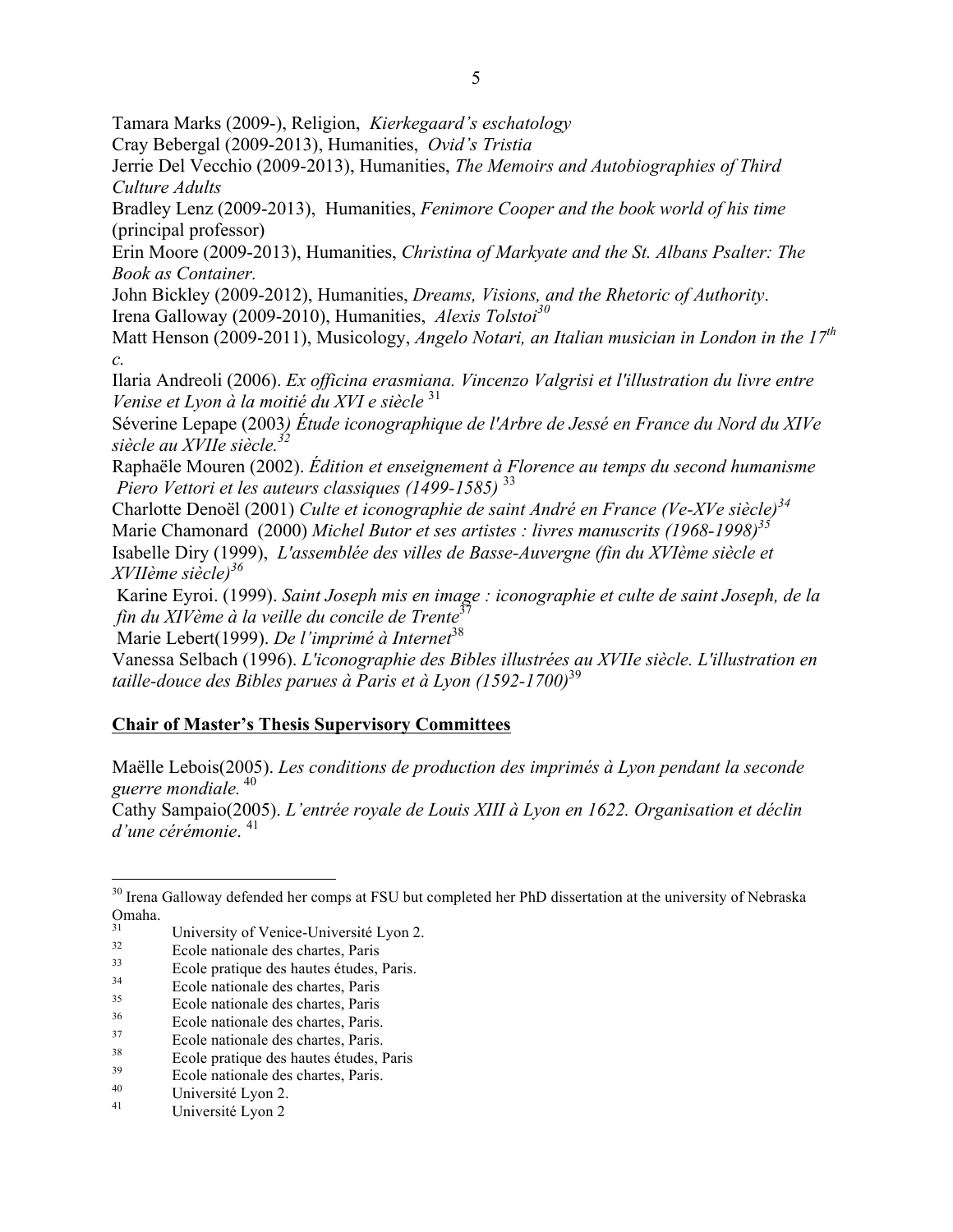Tamara Marks (2009-), Religion, *Kierkegaard's eschatology*
Cray Bebergal (2009-2013), Humanities, *Ovid's Tristia*
Jerrie Del Vecchio (2009-2013), Humanities, *The Memoirs and Autobiographies of Third Culture Adults*
Bradley Lenz (2009-2013), Humanities, *Fenimore Cooper and the book world of his time* (principal professor)
Erin Moore (2009-2013), Humanities, *Christina of Markyate and the St. Albans Psalter: The Book as Container.*
John Bickley (2009-2012), Humanities, *Dreams, Visions, and the Rhetoric of Authority*.
Irena Galloway (2009-2010), Humanities, *Alexis Tolstoi*[30]
Matt Henson (2009-2011), Musicology, *Angelo Notari, an Italian musician in London in the 17$^{th}$ c.*
Ilaria Andreoli (2006). *Ex officina erasmiana. Vincenzo Valgrisi et l'illustration du livre entre Venise et Lyon à la moitié du XVI e siècle* [31]
Séverine Lepape (2003*) Étude iconographique de l'Arbre de Jessé en France du Nord du XIVe siècle au XVIIe siècle.*[32]
Raphaële Mouren (2002). *Édition et enseignement à Florence au temps du second humanisme Piero Vettori et les auteurs classiques (1499-1585)* [33]
Charlotte Denoël (2001) *Culte et iconographie de saint André en France (Ve-XVe siècle)*[34]
Marie Chamonard (2000) *Michel Butor et ses artistes : livres manuscrits (1968-1998)*[35]
Isabelle Diry (1999), *L'assemblée des villes de Basse-Auvergne (fin du XVIème siècle et XVIIème siècle)*[36]
Karine Eyroi. (1999). *Saint Joseph mis en image : iconographie et culte de saint Joseph, de la fin du XIVème à la veille du concile de Trente*[37]
Marie Lebert(1999). *De l'imprimé à Internet*[38]
Vanessa Selbach (1996). *L'iconographie des Bibles illustrées au XVIIe siècle. L'illustration en taille-douce des Bibles parues à Paris et à Lyon (1592-1700)*[39]

## Chair of Master's Thesis Supervisory Committees

Maëlle Lebois(2005). *Les conditions de production des imprimés à Lyon pendant la seconde guerre mondiale.* [40]
Cathy Sampaio(2005). *L'entrée royale de Louis XIII à Lyon en 1622. Organisation et déclin d'une cérémonie*. [41]

---

[30] Irena Galloway defended her comps at FSU but completed her PhD dissertation at the university of Nebraska Omaha.
[31] University of Venice-Université Lyon 2.
[32] Ecole nationale des chartes, Paris
[33] Ecole pratique des hautes études, Paris.
[34] Ecole nationale des chartes, Paris
[35] Ecole nationale des chartes, Paris
[36] Ecole nationale des chartes, Paris.
[37] Ecole nationale des chartes, Paris.
[38] Ecole pratique des hautes études, Paris
[39] Ecole nationale des chartes, Paris.
[40] Université Lyon 2.
[41] Université Lyon 2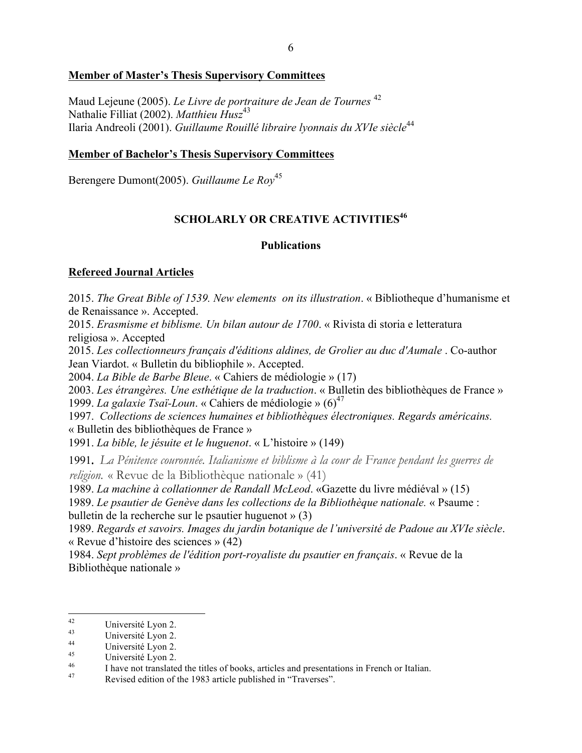### Member of Master's Thesis Supervisory Committees

Maud Lejeune (2005). *Le Livre de portraiture de Jean de Tournes* [42]
Nathalie Filliat (2002). *Matthieu Husz*[43]
Ilaria Andreoli (2001). *Guillaume Rouillé libraire lyonnais du XVIe siècle*[44]

### Member of Bachelor's Thesis Supervisory Committees

Berengere Dumont(2005). *Guillaume Le Roy*[45]

## SCHOLARLY OR CREATIVE ACTIVITIES[46]

### Publications

### Refereed Journal Articles

2015. *The Great Bible of 1539. New elements on its illustration*. « Bibliotheque d'humanisme et de Renaissance ». Accepted.
2015. *Erasmisme et biblisme. Un bilan autour de 1700*. « Rivista di storia e letteratura religiosa ». Accepted
2015. *Les collectionneurs français d'éditions aldines, de Grolier au duc d'Aumale* . Co-author Jean Viardot. « Bulletin du bibliophile ». Accepted.
2004. *La Bible de Barbe Bleue*. « Cahiers de médiologie » (17)
2003. *Les étrangères. Une esthétique de la traduction*. « Bulletin des bibliothèques de France »
1999. *La galaxie Tsaï-Loun*. « Cahiers de médiologie » (6)[47]
1997. *Collections de sciences humaines et bibliothèques électroniques. Regards américains.* « Bulletin des bibliothèques de France »
1991. *La bible, le jésuite et le huguenot*. « L'histoire » (149)
1991. *La Pénitence couronnée. Italianisme et biblisme à la cour de France pendant les guerres de religion.* « Revue de la Bibliothèque nationale » (41)
1989. *La machine à collationner de Randall McLeod*. «Gazette du livre médiéval » (15)
1989. *Le psautier de Genève dans les collections de la Bibliothèque nationale.* « Psaume : bulletin de la recherche sur le psautier huguenot » (3)
1989. *Regards et savoirs. Images du jardin botanique de l'université de Padoue au XVIe siècle*. « Revue d'histoire des sciences » (42)
1984. *Sept problèmes de l'édition port-royaliste du psautier en français*. « Revue de la Bibliothèque nationale »

---

[42] Université Lyon 2.
[43] Université Lyon 2.
[44] Université Lyon 2.
[45] Université Lyon 2.
[46] I have not translated the titles of books, articles and presentations in French or Italian.
[47] Revised edition of the 1983 article published in "Traverses".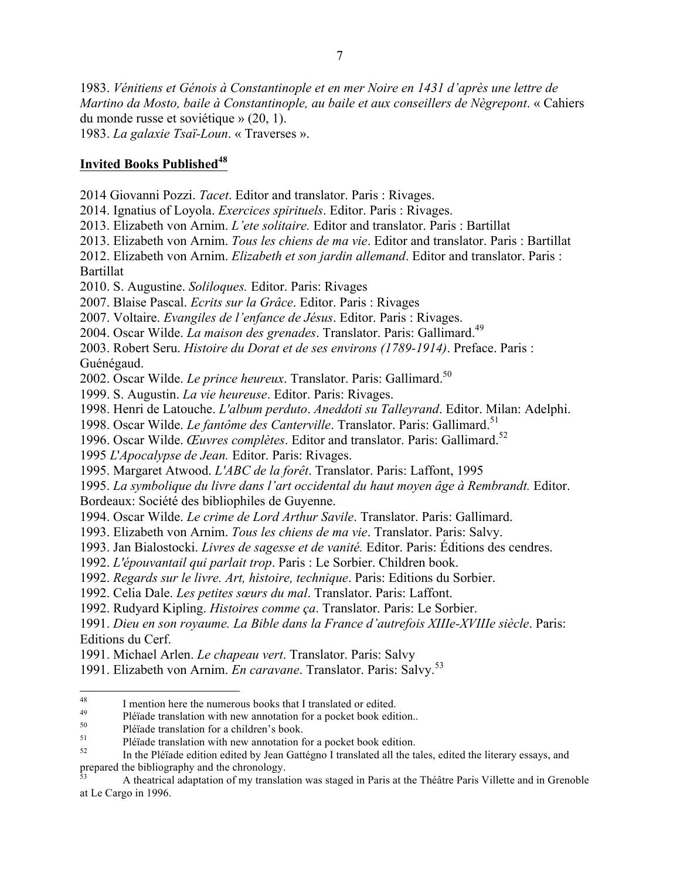1983. *Vénitiens et Génois à Constantinople et en mer Noire en 1431 d'après une lettre de Martino da Mosto, baile à Constantinople, au baile et aux conseillers de Nègrepont*. « Cahiers du monde russe et soviétique » (20, 1).
1983. *La galaxie Tsaï-Loun*. « Traverses ».

## Invited Books Published[48]

2014 Giovanni Pozzi. *Tacet*. Editor and translator. Paris : Rivages.
2014. Ignatius of Loyola. *Exercices spirituels*. Editor. Paris : Rivages.
2013. Elizabeth von Arnim. *L'ete solitaire.* Editor and translator. Paris : Bartillat
2013. Elizabeth von Arnim. *Tous les chiens de ma vie*. Editor and translator. Paris : Bartillat
2012. Elizabeth von Arnim. *Elizabeth et son jardin allemand*. Editor and translator. Paris : Bartillat
2010. S. Augustine. *Soliloques.* Editor. Paris: Rivages
2007. Blaise Pascal. *Ecrits sur la Grâce*. Editor. Paris : Rivages
2007. Voltaire. *Evangiles de l'enfance de Jésus*. Editor. Paris : Rivages.
2004. Oscar Wilde. *La maison des grenades*. Translator. Paris: Gallimard.[49]
2003. Robert Seru. *Histoire du Dorat et de ses environs (1789-1914)*. Preface. Paris : Guénégaud.
2002. Oscar Wilde. *Le prince heureux*. Translator. Paris: Gallimard.[50]
1999. S. Augustin. *La vie heureuse*. Editor. Paris: Rivages.
1998. Henri de Latouche. *L'album perduto*. *Aneddoti su Talleyrand*. Editor. Milan: Adelphi.
1998. Oscar Wilde. *Le fantôme des Canterville*. Translator. Paris: Gallimard.[51]
1996. Oscar Wilde. *Œuvres complètes*. Editor and translator. Paris: Gallimard.[52]
1995 *L'Apocalypse de Jean.* Editor. Paris: Rivages.
1995. Margaret Atwood. *L'ABC de la forêt*. Translator. Paris: Laffont, 1995
1995. *La symbolique du livre dans l'art occidental du haut moyen âge à Rembrandt.* Editor. Bordeaux: Société des bibliophiles de Guyenne.
1994. Oscar Wilde. *Le crime de Lord Arthur Savile*. Translator. Paris: Gallimard.
1993. Elizabeth von Arnim. *Tous les chiens de ma vie*. Translator. Paris: Salvy.
1993. Jan Bialostocki. *Livres de sagesse et de vanité.* Editor. Paris: Éditions des cendres.
1992. *L'épouvantail qui parlait trop*. Paris : Le Sorbier. Children book.
1992. *Regards sur le livre. Art, histoire, technique*. Paris: Editions du Sorbier.
1992. Celia Dale. *Les petites sœurs du mal*. Translator. Paris: Laffont.
1992. Rudyard Kipling. *Histoires comme ça*. Translator. Paris: Le Sorbier.
1991. *Dieu en son royaume. La Bible dans la France d'autrefois XIIIe-XVIIIe siècle*. Paris: Editions du Cerf.
1991. Michael Arlen. *Le chapeau vert*. Translator. Paris: Salvy
1991. Elizabeth von Arnim. *En caravane*. Translator. Paris: Salvy.[53]

---

[48] I mention here the numerous books that I translated or edited.
[49] Pléïade translation with new annotation for a pocket book edition..
[50] Pléïade translation for a children's book.
[51] Pléïade translation with new annotation for a pocket book edition.
[52] In the Pléïade edition edited by Jean Gattégno I translated all the tales, edited the literary essays, and prepared the bibliography and the chronology.
[53] A theatrical adaptation of my translation was staged in Paris at the Théâtre Paris Villette and in Grenoble at Le Cargo in 1996.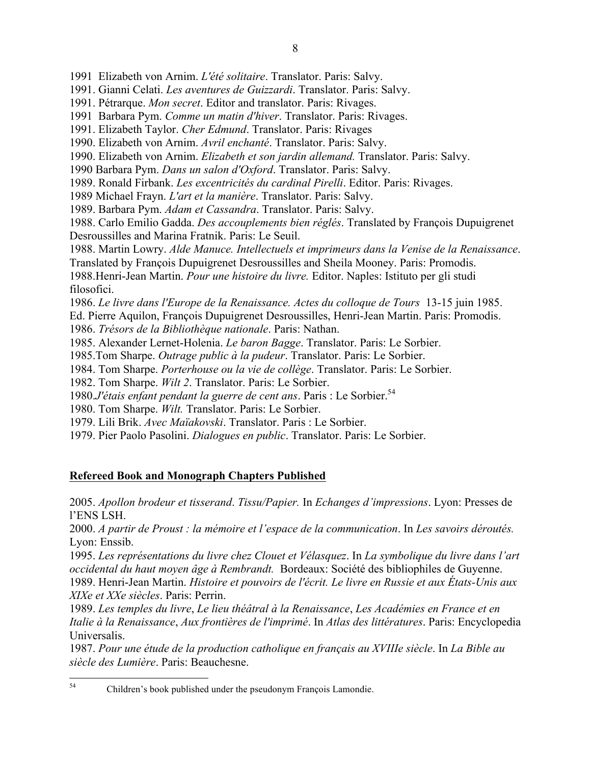1991  Elizabeth von Arnim. *L'été solitaire*. Translator. Paris: Salvy.
1991. Gianni Celati. *Les aventures de Guizzardi*. Translator. Paris: Salvy.
1991. Pétrarque. *Mon secret*. Editor and translator. Paris: Rivages.
1991  Barbara Pym. *Comme un matin d'hiver*. Translator. Paris: Rivages.
1991. Elizabeth Taylor. *Cher Edmund*. Translator. Paris: Rivages
1990. Elizabeth von Arnim. *Avril enchanté*. Translator. Paris: Salvy.
1990. Elizabeth von Arnim. *Elizabeth et son jardin allemand.* Translator. Paris: Salvy.
1990 Barbara Pym. *Dans un salon d'Oxford*. Translator. Paris: Salvy.
1989. Ronald Firbank. *Les excentricités du cardinal Pirelli*. Editor. Paris: Rivages.
1989 Michael Frayn. *L'art et la manière*. Translator. Paris: Salvy.
1989. Barbara Pym. *Adam et Cassandra*. Translator. Paris: Salvy.
1988. Carlo Emilio Gadda. *Des accouplements bien réglés*. Translated by François Dupuigrenet Desroussilles and Marina Fratnik. Paris: Le Seuil.
1988. Martin Lowry. *Alde Manuce. Intellectuels et imprimeurs dans la Venise de la Renaissance*. Translated by François Dupuigrenet Desroussilles and Sheila Mooney. Paris: Promodis.
1988.Henri-Jean Martin. *Pour une histoire du livre.* Editor. Naples: Istituto per gli studi filosofici.
1986. *Le livre dans l'Europe de la Renaissance. Actes du colloque de Tours*  13-15 juin 1985. Ed. Pierre Aquilon, François Dupuigrenet Desroussilles, Henri-Jean Martin. Paris: Promodis.
1986. *Trésors de la Bibliothèque nationale*. Paris: Nathan.
1985. Alexander Lernet-Holenia. *Le baron Bagge*. Translator. Paris: Le Sorbier.
1985.Tom Sharpe. *Outrage public à la pudeur*. Translator. Paris: Le Sorbier.
1984. Tom Sharpe. *Porterhouse ou la vie de collège*. Translator. Paris: Le Sorbier.
1982. Tom Sharpe. *Wilt 2*. Translator. Paris: Le Sorbier.
1980.*J'étais enfant pendant la guerre de cent ans*. Paris : Le Sorbier.[54]
1980. Tom Sharpe. *Wilt.* Translator. Paris: Le Sorbier.
1979. Lili Brik. *Avec Maïakovski*. Translator. Paris : Le Sorbier.
1979. Pier Paolo Pasolini. *Dialogues en public*. Translator. Paris: Le Sorbier.

## Refereed Book and Monograph Chapters Published

2005. *Apollon brodeur et tisserand*. *Tissu/Papier.* In *Echanges d'impressions*. Lyon: Presses de l'ENS LSH.
2000. *A partir de Proust : la mémoire et l'espace de la communication*. In *Les savoirs déroutés.* Lyon: Enssib.
1995. *Les représentations du livre chez Clouet et Vélasquez*. In *La symbolique du livre dans l'art occidental du haut moyen âge à Rembrandt.*  Bordeaux: Société des bibliophiles de Guyenne.
1989. Henri-Jean Martin. *Histoire et pouvoirs de l'écrit. Le livre en Russie et aux États-Unis aux XIXe et XXe siècles*. Paris: Perrin.
1989. *Les temples du livre*, *Le lieu théâtral à la Renaissance*, *Les Académies en France et en Italie à la Renaissance*, *Aux frontières de l'imprimé*. In *Atlas des littératures*. Paris: Encyclopedia Universalis.
1987. *Pour une étude de la production catholique en français au XVIIIe siècle*. In *La Bible au siècle des Lumière*. Paris: Beauchesne.

[54] Children's book published under the pseudonym François Lamondie.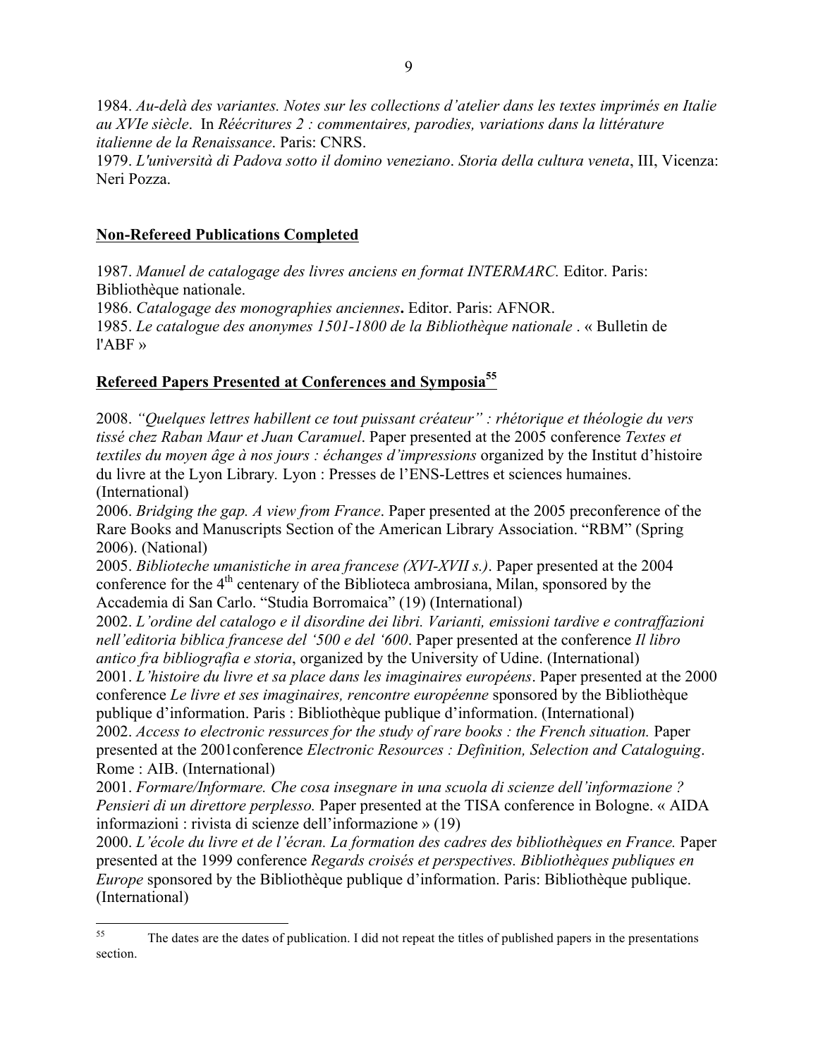1984. *Au-delà des variantes. Notes sur les collections d'atelier dans les textes imprimés en Italie au XVIe siècle*. In *Réécritures 2 : commentaires, parodies, variations dans la littérature italienne de la Renaissance*. Paris: CNRS.
1979. *L'università di Padova sotto il domino veneziano*. *Storia della cultura veneta*, III, Vicenza: Neri Pozza.

## Non-Refereed Publications Completed

1987. *Manuel de catalogage des livres anciens en format INTERMARC.* Editor. Paris: Bibliothèque nationale.
1986. *Catalogage des monographies anciennes***.** Editor. Paris: AFNOR.
1985. *Le catalogue des anonymes 1501-1800 de la Bibliothèque nationale* . « Bulletin de l'ABF »

## Refereed Papers Presented at Conferences and Symposia[55]

2008. *"Quelques lettres habillent ce tout puissant créateur" : rhétorique et théologie du vers tissé chez Raban Maur et Juan Caramuel*. Paper presented at the 2005 conference *Textes et textiles du moyen âge à nos jours : échanges d'impressions* organized by the Institut d'histoire du livre at the Lyon Library*.* Lyon : Presses de l'ENS-Lettres et sciences humaines. (International)
2006. *Bridging the gap. A view from France*. Paper presented at the 2005 preconference of the Rare Books and Manuscripts Section of the American Library Association. "RBM" (Spring 2006). (National)
2005. *Biblioteche umanistiche in area francese (XVI-XVII s.)*. Paper presented at the 2004 conference for the 4th centenary of the Biblioteca ambrosiana, Milan, sponsored by the Accademia di San Carlo. "Studia Borromaica" (19) (International)
2002. *L'ordine del catalogo e il disordine dei libri. Varianti, emissioni tardive e contraffazioni nell'editoria biblica francese del '500 e del '600*. Paper presented at the conference *Il libro antico fra bibliografia e storia*, organized by the University of Udine. (International)
2001. *L'histoire du livre et sa place dans les imaginaires européens*. Paper presented at the 2000 conference *Le livre et ses imaginaires, rencontre européenne* sponsored by the Bibliothèque publique d'information. Paris : Bibliothèque publique d'information. (International)
2002. *Access to electronic ressurces for the study of rare books : the French situation.* Paper presented at the 2001conference *Electronic Resources : Definition, Selection and Cataloguing*. Rome : AIB. (International)
2001. *Formare/Informare. Che cosa insegnare in una scuola di scienze dell'informazione ? Pensieri di un direttore perplesso.* Paper presented at the TISA conference in Bologne. « AIDA informazioni : rivista di scienze dell'informazione » (19)
2000. *L'école du livre et de l'écran. La formation des cadres des bibliothèques en France.* Paper presented at the 1999 conference *Regards croisés et perspectives. Bibliothèques publiques en Europe* sponsored by the Bibliothèque publique d'information. Paris: Bibliothèque publique. (International)

---

[55] The dates are the dates of publication. I did not repeat the titles of published papers in the presentations section.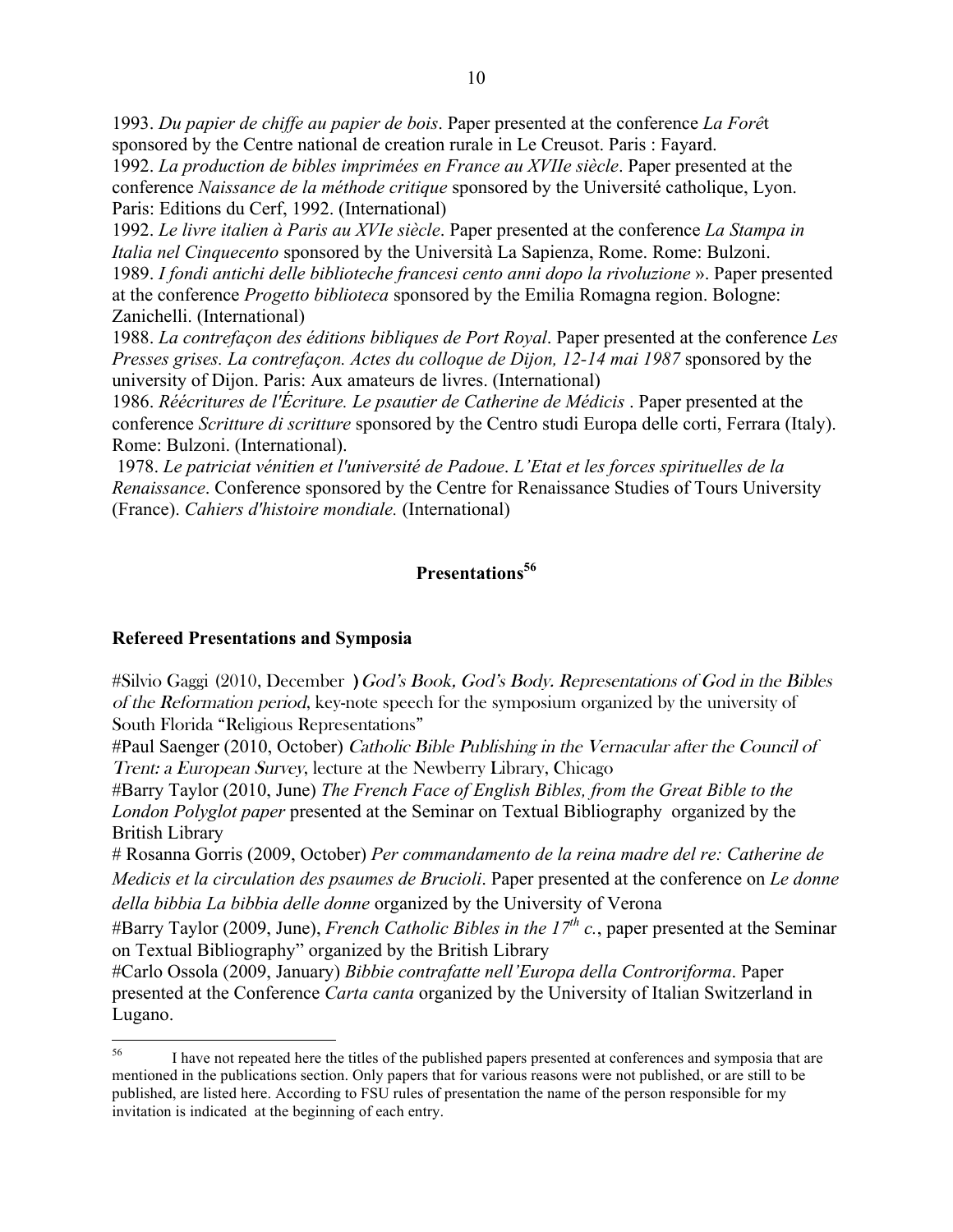1993. *Du papier de chiffe au papier de bois*. Paper presented at the conference *La Forêt* sponsored by the Centre national de creation rurale in Le Creusot. Paris : Fayard.
1992. *La production de bibles imprimées en France au XVIIe siècle*. Paper presented at the conference *Naissance de la méthode critique* sponsored by the Université catholique, Lyon. Paris: Editions du Cerf, 1992. (International)
1992. *Le livre italien à Paris au XVIe siècle*. Paper presented at the conference *La Stampa in Italia nel Cinquecento* sponsored by the Università La Sapienza, Rome. Rome: Bulzoni.
1989. *I fondi antichi delle biblioteche francesi cento anni dopo la rivoluzione* ». Paper presented at the conference *Progetto biblioteca* sponsored by the Emilia Romagna region. Bologne: Zanichelli. (International)
1988. *La contrefaçon des éditions bibliques de Port Royal*. Paper presented at the conference *Les Presses grises. La contrefaçon. Actes du colloque de Dijon, 12-14 mai 1987* sponsored by the university of Dijon. Paris: Aux amateurs de livres. (International)
1986. *Réécritures de l'Écriture. Le psautier de Catherine de Médicis* . Paper presented at the conference *Scritture di scritture* sponsored by the Centro studi Europa delle corti, Ferrara (Italy). Rome: Bulzoni. (International).
1978. *Le patriciat vénitien et l'université de Padoue*. *L'Etat et les forces spirituelles de la Renaissance*. Conference sponsored by the Centre for Renaissance Studies of Tours University (France). *Cahiers d'histoire mondiale.* (International)

## Presentations[56]

### Refereed Presentations and Symposia

#Silvio Gaggi (2010, December ) *God's Book, God's Body. Representations of God in the Bibles of the Reformation period*, key-note speech for the symposium organized by the university of South Florida "Religious Representations"
#Paul Saenger (2010, October) *Catholic Bible Publishing in the Vernacular after the Council of Trent: a European Survey*, lecture at the Newberry Library, Chicago
#Barry Taylor (2010, June) *The French Face of English Bibles, from the Great Bible to the London Polyglot paper* presented at the Seminar on Textual Bibliography organized by the British Library
# Rosanna Gorris (2009, October) *Per commandamento de la reina madre del re: Catherine de Medicis et la circulation des psaumes de Brucioli*. Paper presented at the conference on *Le donne della bibbia La bibbia delle donne* organized by the University of Verona
#Barry Taylor (2009, June), *French Catholic Bibles in the 17th c.*, paper presented at the Seminar on Textual Bibliography" organized by the British Library
#Carlo Ossola (2009, January) *Bibbie contrafatte nell'Europa della Controriforma*. Paper presented at the Conference *Carta canta* organized by the University of Italian Switzerland in Lugano.

---

[56] I have not repeated here the titles of the published papers presented at conferences and symposia that are mentioned in the publications section. Only papers that for various reasons were not published, or are still to be published, are listed here. According to FSU rules of presentation the name of the person responsible for my invitation is indicated at the beginning of each entry.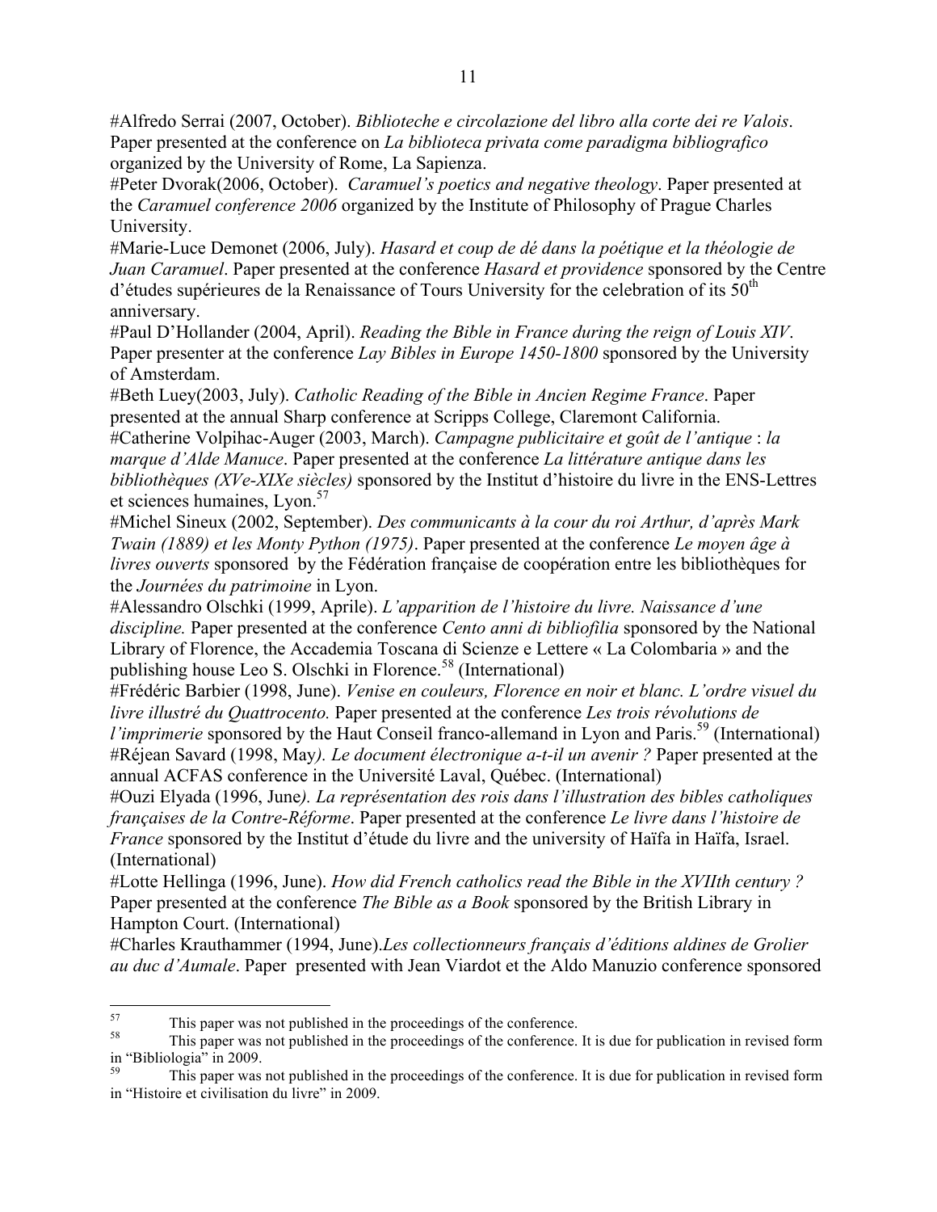#Alfredo Serrai (2007, October). *Biblioteche e circolazione del libro alla corte dei re Valois*. Paper presented at the conference on *La biblioteca privata come paradigma bibliografico* organized by the University of Rome, La Sapienza.
#Peter Dvorak(2006, October). *Caramuel's poetics and negative theology*. Paper presented at the *Caramuel conference 2006* organized by the Institute of Philosophy of Prague Charles University.
#Marie-Luce Demonet (2006, July). *Hasard et coup de dé dans la poétique et la théologie de Juan Caramuel*. Paper presented at the conference *Hasard et providence* sponsored by the Centre d'études supérieures de la Renaissance of Tours University for the celebration of its 50th anniversary.
#Paul D'Hollander (2004, April). *Reading the Bible in France during the reign of Louis XIV*. Paper presenter at the conference *Lay Bibles in Europe 1450-1800* sponsored by the University of Amsterdam.
#Beth Luey(2003, July). *Catholic Reading of the Bible in Ancien Regime France*. Paper presented at the annual Sharp conference at Scripps College, Claremont California.
#Catherine Volpihac-Auger (2003, March). *Campagne publicitaire et goût de l'antique* : *la marque d'Alde Manuce*. Paper presented at the conference *La littérature antique dans les bibliothèques (XVe-XIXe siècles)* sponsored by the Institut d'histoire du livre in the ENS-Lettres et sciences humaines, Lyon.[57]
#Michel Sineux (2002, September). *Des communicants à la cour du roi Arthur, d'après Mark Twain (1889) et les Monty Python (1975)*. Paper presented at the conference *Le moyen âge à livres ouverts* sponsored by the Fédération française de coopération entre les bibliothèques for the *Journées du patrimoine* in Lyon.
#Alessandro Olschki (1999, Aprile). *L'apparition de l'histoire du livre. Naissance d'une discipline.* Paper presented at the conference *Cento anni di bibliofilia* sponsored by the National Library of Florence, the Accademia Toscana di Scienze e Lettere « La Colombaria » and the publishing house Leo S. Olschki in Florence.[58] (International)
#Frédéric Barbier (1998, June). *Venise en couleurs, Florence en noir et blanc. L'ordre visuel du livre illustré du Quattrocento.* Paper presented at the conference *Les trois révolutions de l'imprimerie* sponsored by the Haut Conseil franco-allemand in Lyon and Paris.[59] (International)
#Réjean Savard (1998, May*). Le document électronique a-t-il un avenir ?* Paper presented at the annual ACFAS conference in the Université Laval, Québec. (International)
#Ouzi Elyada (1996, June*). La représentation des rois dans l'illustration des bibles catholiques françaises de la Contre-Réforme*. Paper presented at the conference *Le livre dans l'histoire de France* sponsored by the Institut d'étude du livre and the university of Haïfa in Haïfa, Israel. (International)
#Lotte Hellinga (1996, June). *How did French catholics read the Bible in the XVIIth century ?* Paper presented at the conference *The Bible as a Book* sponsored by the British Library in Hampton Court. (International)
#Charles Krauthammer (1994, June).*Les collectionneurs français d'éditions aldines de Grolier au duc d'Aumale*. Paper presented with Jean Viardot et the Aldo Manuzio conference sponsored

---

[57] This paper was not published in the proceedings of the conference.

[58] This paper was not published in the proceedings of the conference. It is due for publication in revised form in "Bibliologia" in 2009.

[59] This paper was not published in the proceedings of the conference. It is due for publication in revised form in "Histoire et civilisation du livre" in 2009.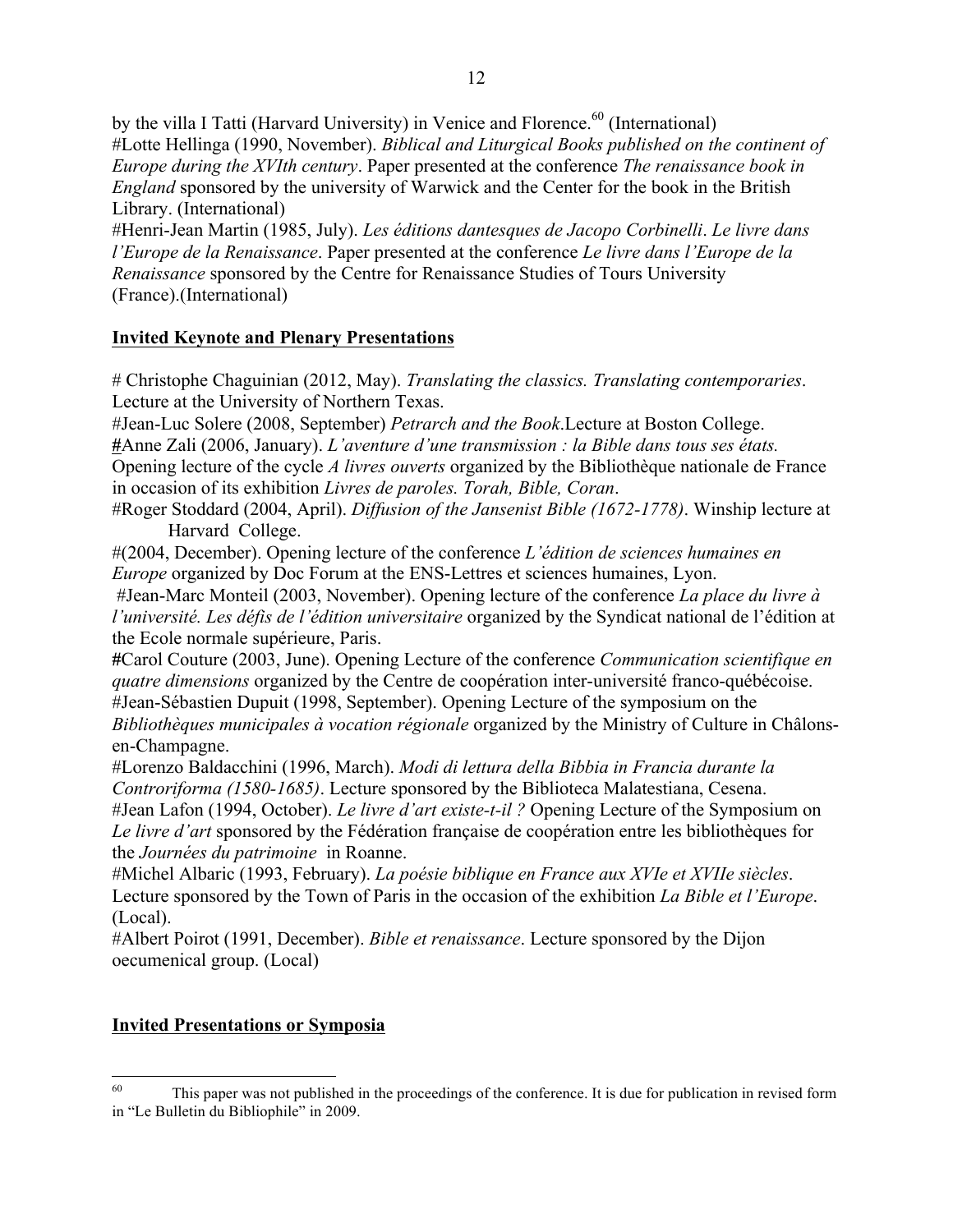by the villa I Tatti (Harvard University) in Venice and Florence.[60] (International)

#Lotte Hellinga (1990, November). *Biblical and Liturgical Books published on the continent of Europe during the XVIth century*. Paper presented at the conference *The renaissance book in England* sponsored by the university of Warwick and the Center for the book in the British Library. (International)

#Henri-Jean Martin (1985, July). *Les éditions dantesques de Jacopo Corbinelli*. *Le livre dans l'Europe de la Renaissance*. Paper presented at the conference *Le livre dans l'Europe de la Renaissance* sponsored by the Centre for Renaissance Studies of Tours University (France).(International)

## Invited Keynote and Plenary Presentations

# Christophe Chaguinian (2012, May). *Translating the classics. Translating contemporaries*. Lecture at the University of Northern Texas.

#Jean-Luc Solere (2008, September) *Petrarch and the Book*.Lecture at Boston College.

**#**Anne Zali (2006, January). *L'aventure d'une transmission : la Bible dans tous ses états.* Opening lecture of the cycle *A livres ouverts* organized by the Bibliothèque nationale de France in occasion of its exhibition *Livres de paroles. Torah, Bible, Coran*.

#Roger Stoddard (2004, April). *Diffusion of the Jansenist Bible (1672-1778)*. Winship lecture at Harvard College.

#(2004, December). Opening lecture of the conference *L'édition de sciences humaines en Europe* organized by Doc Forum at the ENS-Lettres et sciences humaines, Lyon.

#Jean-Marc Monteil (2003, November). Opening lecture of the conference *La place du livre à l'université. Les défis de l'édition universitaire* organized by the Syndicat national de l'édition at the Ecole normale supérieure, Paris.

**#**Carol Couture (2003, June). Opening Lecture of the conference *Communication scientifique en quatre dimensions* organized by the Centre de coopération inter-université franco-québécoise.

#Jean-Sébastien Dupuit (1998, September). Opening Lecture of the symposium on the *Bibliothèques municipales à vocation régionale* organized by the Ministry of Culture in Châlons-en-Champagne.

#Lorenzo Baldacchini (1996, March). *Modi di lettura della Bibbia in Francia durante la Controriforma (1580-1685)*. Lecture sponsored by the Biblioteca Malatestiana, Cesena.

#Jean Lafon (1994, October). *Le livre d'art existe-t-il ?* Opening Lecture of the Symposium on *Le livre d'art* sponsored by the Fédération française de coopération entre les bibliothèques for the *Journées du patrimoine* in Roanne.

#Michel Albaric (1993, February). *La poésie biblique en France aux XVIe et XVIIe siècles*. Lecture sponsored by the Town of Paris in the occasion of the exhibition *La Bible et l'Europe*. (Local).

#Albert Poirot (1991, December). *Bible et renaissance*. Lecture sponsored by the Dijon oecumenical group. (Local)

## Invited Presentations or Symposia

---

[60] This paper was not published in the proceedings of the conference. It is due for publication in revised form in "Le Bulletin du Bibliophile" in 2009.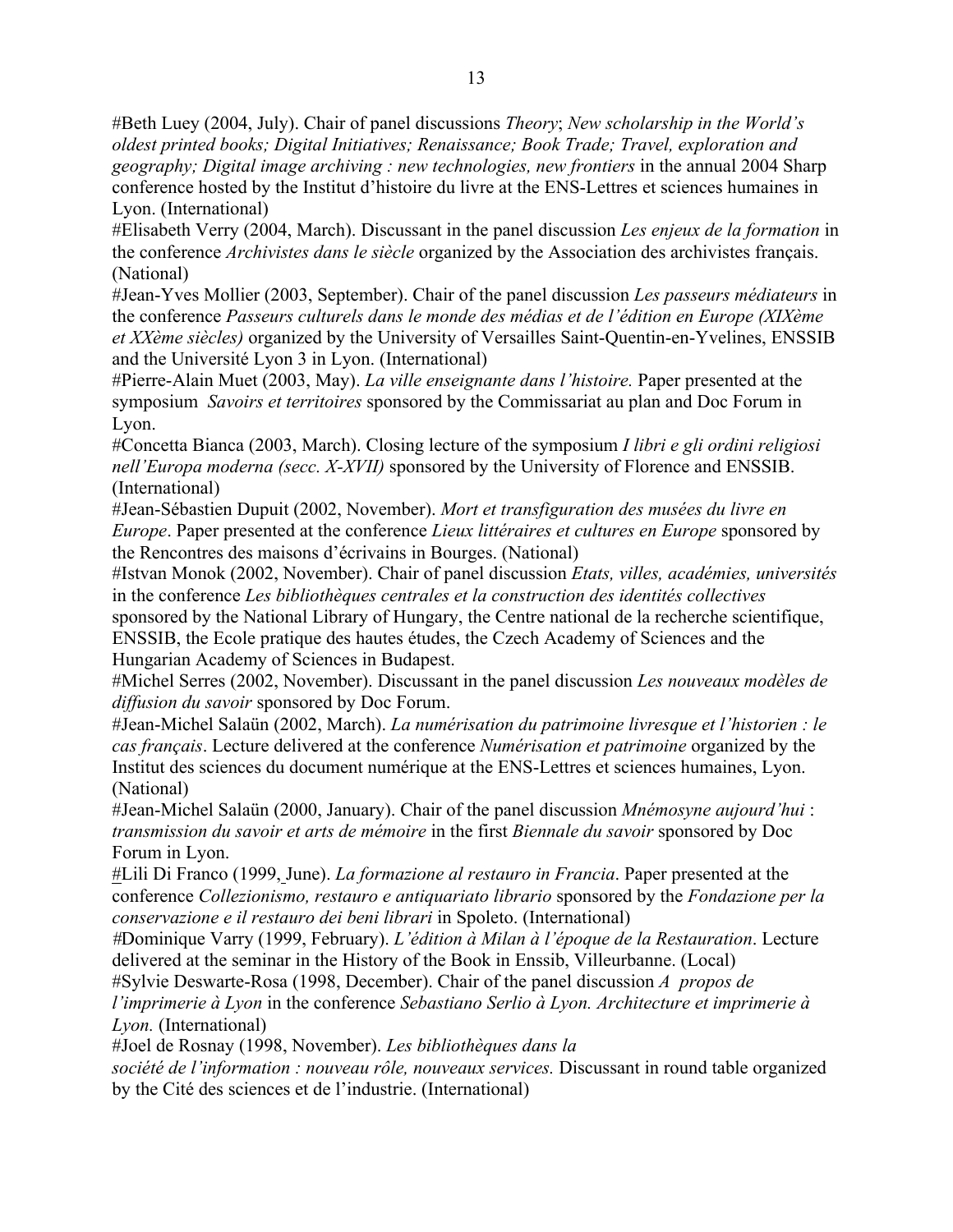#Beth Luey (2004, July). Chair of panel discussions *Theory*; *New scholarship in the World's oldest printed books; Digital Initiatives; Renaissance; Book Trade; Travel, exploration and geography; Digital image archiving : new technologies, new frontiers* in the annual 2004 Sharp conference hosted by the Institut d'histoire du livre at the ENS-Lettres et sciences humaines in Lyon. (International)

#Elisabeth Verry (2004, March). Discussant in the panel discussion *Les enjeux de la formation* in the conference *Archivistes dans le siècle* organized by the Association des archivistes français. (National)

#Jean-Yves Mollier (2003, September). Chair of the panel discussion *Les passeurs médiateurs* in the conference *Passeurs culturels dans le monde des médias et de l'édition en Europe (XIXème et XXème siècles)* organized by the University of Versailles Saint-Quentin-en-Yvelines, ENSSIB and the Université Lyon 3 in Lyon. (International)

#Pierre-Alain Muet (2003, May). *La ville enseignante dans l'histoire.* Paper presented at the symposium *Savoirs et territoires* sponsored by the Commissariat au plan and Doc Forum in Lyon.

#Concetta Bianca (2003, March). Closing lecture of the symposium *I libri e gli ordini religiosi nell'Europa moderna (secc. X-XVII)* sponsored by the University of Florence and ENSSIB. (International)

#Jean-Sébastien Dupuit (2002, November). *Mort et transfiguration des musées du livre en Europe*. Paper presented at the conference *Lieux littéraires et cultures en Europe* sponsored by the Rencontres des maisons d'écrivains in Bourges. (National)

#Istvan Monok (2002, November). Chair of panel discussion *Etats, villes, académies, universités* in the conference *Les bibliothèques centrales et la construction des identités collectives* sponsored by the National Library of Hungary, the Centre national de la recherche scientifique, ENSSIB, the Ecole pratique des hautes études, the Czech Academy of Sciences and the Hungarian Academy of Sciences in Budapest.

#Michel Serres (2002, November). Discussant in the panel discussion *Les nouveaux modèles de diffusion du savoir* sponsored by Doc Forum.

#Jean-Michel Salaün (2002, March). *La numérisation du patrimoine livresque et l'historien : le cas français*. Lecture delivered at the conference *Numérisation et patrimoine* organized by the Institut des sciences du document numérique at the ENS-Lettres et sciences humaines, Lyon. (National)

#Jean-Michel Salaün (2000, January). Chair of the panel discussion *Mnémosyne aujourd'hui* : *transmission du savoir et arts de mémoire* in the first *Biennale du savoir* sponsored by Doc Forum in Lyon.

#Lili Di Franco (1999, June). *La formazione al restauro in Francia*. Paper presented at the conference *Collezionismo, restauro e antiquariato librario* sponsored by the *Fondazione per la conservazione e il restauro dei beni librari* in Spoleto. (International)

#Dominique Varry (1999, February). *L'édition à Milan à l'époque de la Restauration*. Lecture delivered at the seminar in the History of the Book in Enssib, Villeurbanne. (Local)

#Sylvie Deswarte-Rosa (1998, December). Chair of the panel discussion *A propos de l'imprimerie à Lyon* in the conference *Sebastiano Serlio à Lyon. Architecture et imprimerie à Lyon.* (International)

#Joel de Rosnay (1998, November). *Les bibliothèques dans la société de l'information : nouveau rôle, nouveaux services.* Discussant in round table organized by the Cité des sciences et de l'industrie. (International)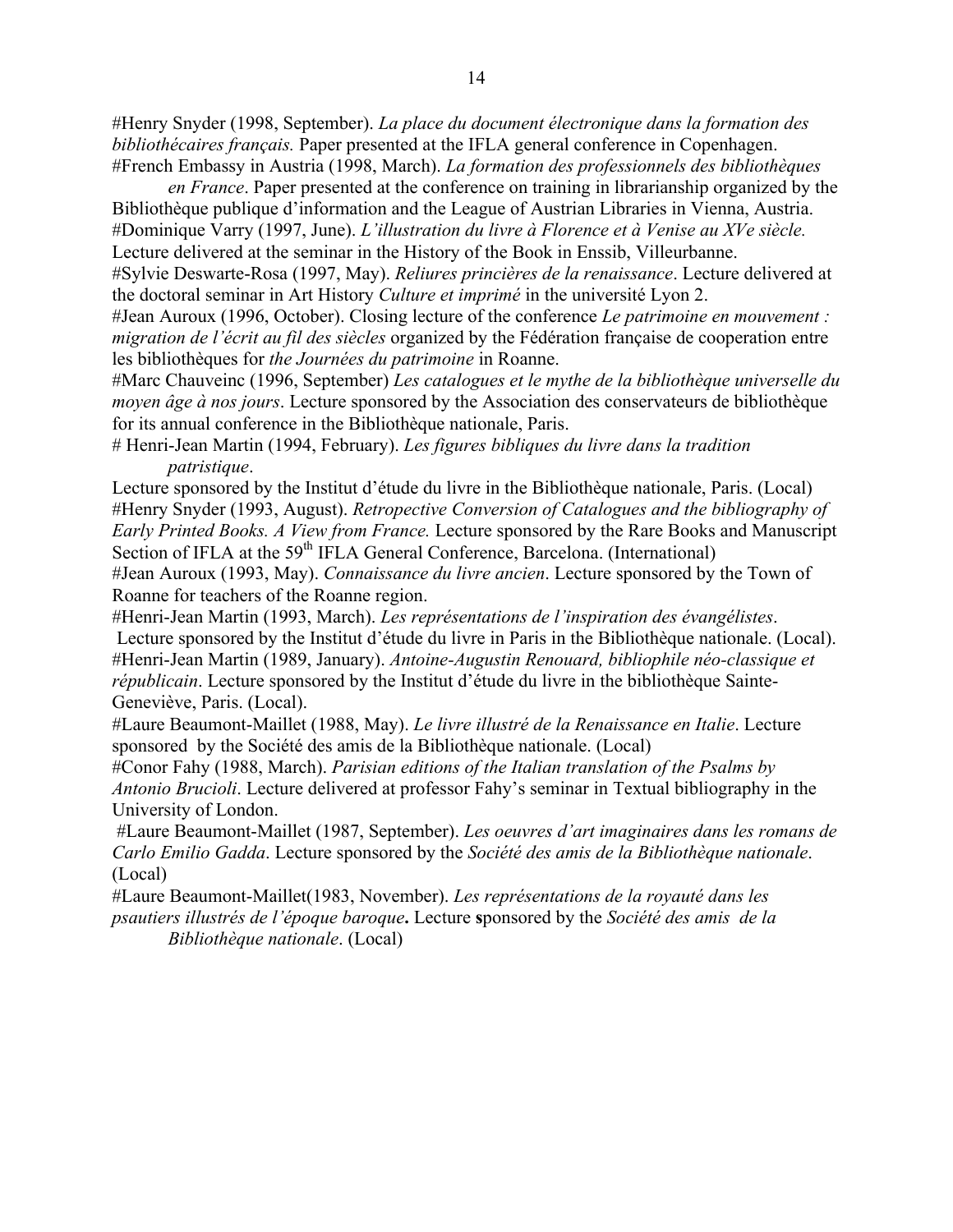#Henry Snyder (1998, September). *La place du document électronique dans la formation des bibliothécaires français.* Paper presented at the IFLA general conference in Copenhagen.

#French Embassy in Austria (1998, March). *La formation des professionnels des bibliothèques en France*. Paper presented at the conference on training in librarianship organized by the Bibliothèque publique d'information and the League of Austrian Libraries in Vienna, Austria.

#Dominique Varry (1997, June). *L'illustration du livre à Florence et à Venise au XVe siècle.* Lecture delivered at the seminar in the History of the Book in Enssib, Villeurbanne.

#Sylvie Deswarte-Rosa (1997, May). *Reliures princières de la renaissance*. Lecture delivered at the doctoral seminar in Art History *Culture et imprimé* in the université Lyon 2.

#Jean Auroux (1996, October). Closing lecture of the conference *Le patrimoine en mouvement : migration de l'écrit au fil des siècles* organized by the Fédération française de cooperation entre les bibliothèques for *the Journées du patrimoine* in Roanne.

#Marc Chauveinc (1996, September) *Les catalogues et le mythe de la bibliothèque universelle du moyen âge à nos jours*. Lecture sponsored by the Association des conservateurs de bibliothèque for its annual conference in the Bibliothèque nationale, Paris.

# Henri-Jean Martin (1994, February). *Les figures bibliques du livre dans la tradition patristique*.
Lecture sponsored by the Institut d'étude du livre in the Bibliothèque nationale, Paris. (Local)

#Henry Snyder (1993, August). *Retropective Conversion of Catalogues and the bibliography of Early Printed Books. A View from France.* Lecture sponsored by the Rare Books and Manuscript Section of IFLA at the 59th IFLA General Conference, Barcelona. (International)

#Jean Auroux (1993, May). *Connaissance du livre ancien*. Lecture sponsored by the Town of Roanne for teachers of the Roanne region.

#Henri-Jean Martin (1993, March). *Les représentations de l'inspiration des évangélistes*. Lecture sponsored by the Institut d'étude du livre in Paris in the Bibliothèque nationale. (Local).

#Henri-Jean Martin (1989, January). *Antoine-Augustin Renouard, bibliophile néo-classique et républicain*. Lecture sponsored by the Institut d'étude du livre in the bibliothèque Sainte-Geneviève, Paris. (Local).

#Laure Beaumont-Maillet (1988, May). *Le livre illustré de la Renaissance en Italie*. Lecture sponsored by the Société des amis de la Bibliothèque nationale. (Local)

#Conor Fahy (1988, March). *Parisian editions of the Italian translation of the Psalms by Antonio Brucioli*. Lecture delivered at professor Fahy's seminar in Textual bibliography in the University of London.

#Laure Beaumont-Maillet (1987, September). *Les oeuvres d'art imaginaires dans les romans de Carlo Emilio Gadda*. Lecture sponsored by the *Société des amis de la Bibliothèque nationale*. (Local)

#Laure Beaumont-Maillet(1983, November). *Les représentations de la royauté dans les psautiers illustrés de l'époque baroque***.** Lecture **s**ponsored by the *Société des amis de la Bibliothèque nationale*. (Local)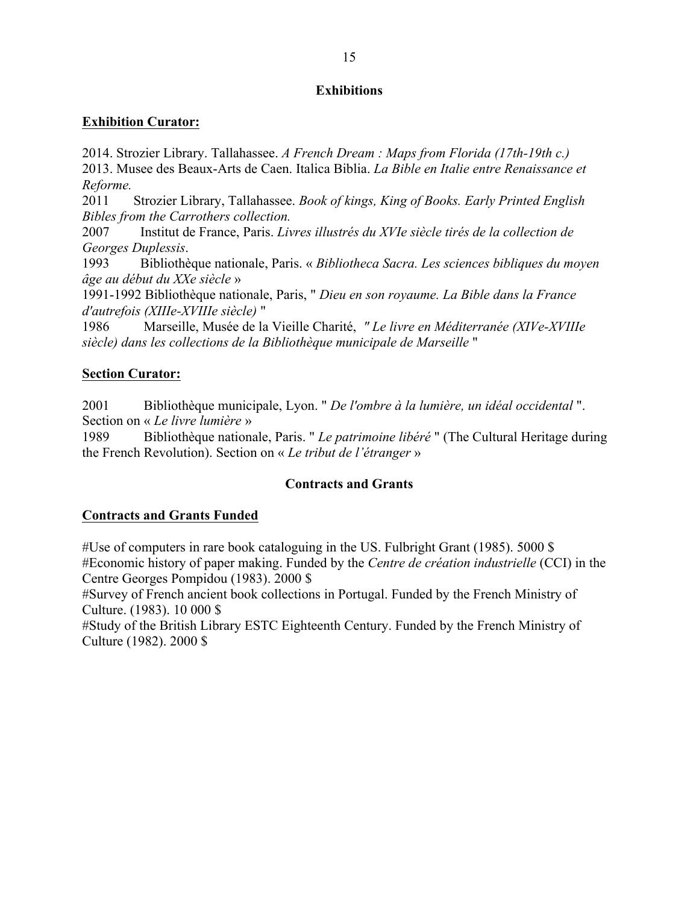## Exhibitions

**Exhibition Curator:**

2014. Strozier Library. Tallahassee. *A French Dream : Maps from Florida (17th-19th c.)*
2013. Musee des Beaux-Arts de Caen. Italica Biblia. *La Bible en Italie entre Renaissance et Reforme.*
2011 Strozier Library, Tallahassee. *Book of kings, King of Books. Early Printed English Bibles from the Carrothers collection.*
2007 Institut de France, Paris. *Livres illustrés du XVIe siècle tirés de la collection de Georges Duplessis*.
1993 Bibliothèque nationale, Paris. « *Bibliotheca Sacra. Les sciences bibliques du moyen âge au début du XXe siècle* »
1991-1992 Bibliothèque nationale, Paris, " *Dieu en son royaume. La Bible dans la France d'autrefois (XIIIe-XVIIIe siècle)* "
1986 Marseille, Musée de la Vieille Charité, *" Le livre en Méditerranée (XIVe-XVIIIe siècle) dans les collections de la Bibliothèque municipale de Marseille* "

**Section Curator:**

2001 Bibliothèque municipale, Lyon. " *De l'ombre à la lumière, un idéal occidental* ". Section on « *Le livre lumière* »
1989 Bibliothèque nationale, Paris. " *Le patrimoine libéré* " (The Cultural Heritage during the French Revolution). Section on « *Le tribut de l'étranger* »

## Contracts and Grants

**Contracts and Grants Funded**

#Use of computers in rare book cataloguing in the US. Fulbright Grant (1985). 5000 $
#Economic history of paper making. Funded by the *Centre de création industrielle* (CCI) in the Centre Georges Pompidou (1983). 2000 $
#Survey of French ancient book collections in Portugal. Funded by the French Ministry of Culture. (1983). 10 000 $
#Study of the British Library ESTC Eighteenth Century. Funded by the French Ministry of Culture (1982). 2000 $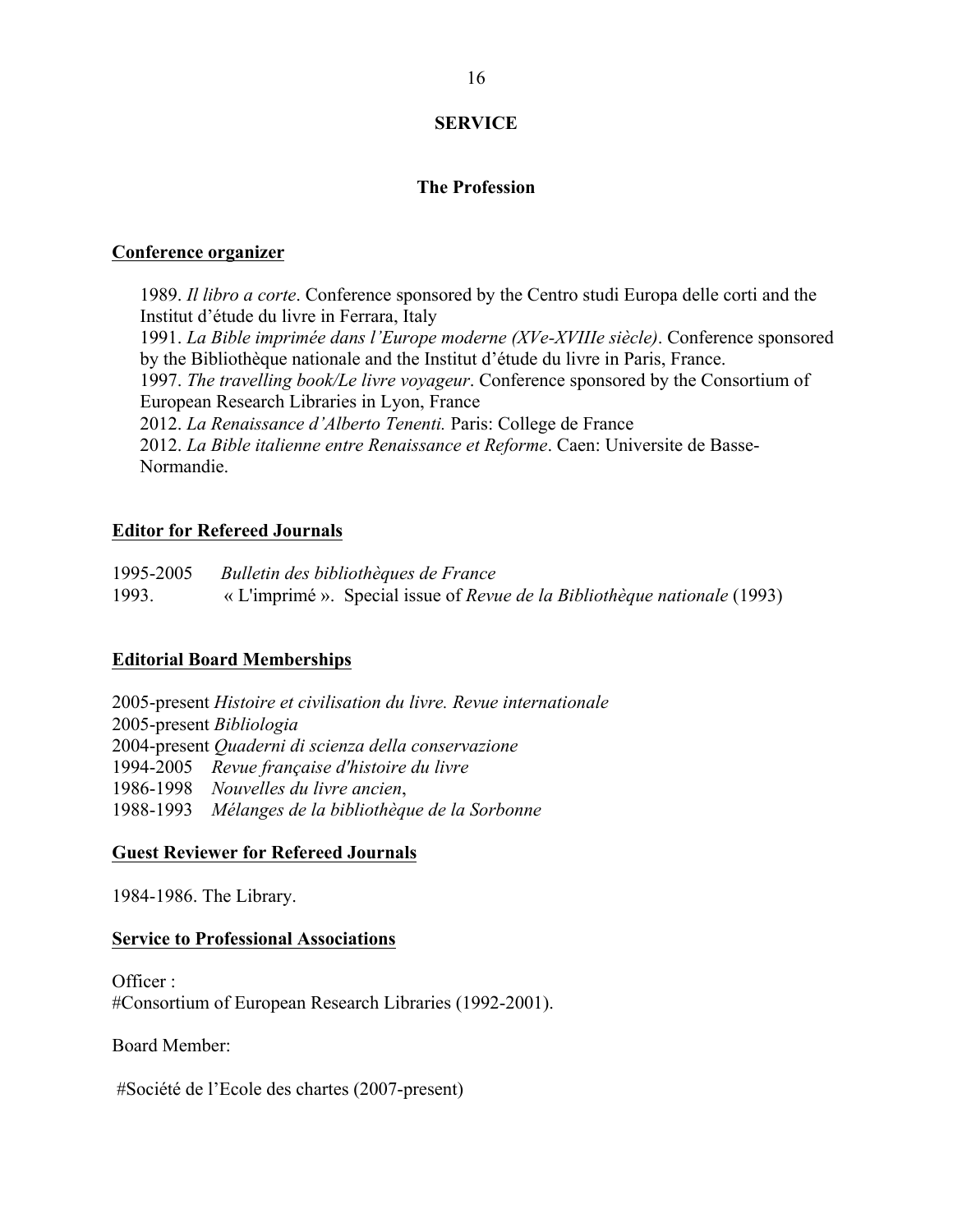## SERVICE

### The Profession

**Conference organizer**

1989. *Il libro a corte*. Conference sponsored by the Centro studi Europa delle corti and the Institut d'étude du livre in Ferrara, Italy
1991. *La Bible imprimée dans l'Europe moderne (XVe-XVIIIe siècle)*. Conference sponsored by the Bibliothèque nationale and the Institut d'étude du livre in Paris, France.
1997. *The travelling book/Le livre voyageur*. Conference sponsored by the Consortium of European Research Libraries in Lyon, France
2012. *La Renaissance d'Alberto Tenenti.* Paris: College de France
2012. *La Bible italienne entre Renaissance et Reforme*. Caen: Universite de Basse-Normandie.

**Editor for Refereed Journals**

1995-2005 *Bulletin des bibliothèques de France*
1993. « L'imprimé ». Special issue of *Revue de la Bibliothèque nationale* (1993)

**Editorial Board Memberships**

2005-present *Histoire et civilisation du livre. Revue internationale*
2005-present *Bibliologia*
2004-present *Quaderni di scienza della conservazione*
1994-2005 *Revue française d'histoire du livre*
1986-1998 *Nouvelles du livre ancien*,
1988-1993 *Mélanges de la bibliothèque de la Sorbonne*

**Guest Reviewer for Refereed Journals**

1984-1986. The Library.

**Service to Professional Associations**

Officer :
#Consortium of European Research Libraries (1992-2001).

Board Member:

#Société de l'Ecole des chartes (2007-present)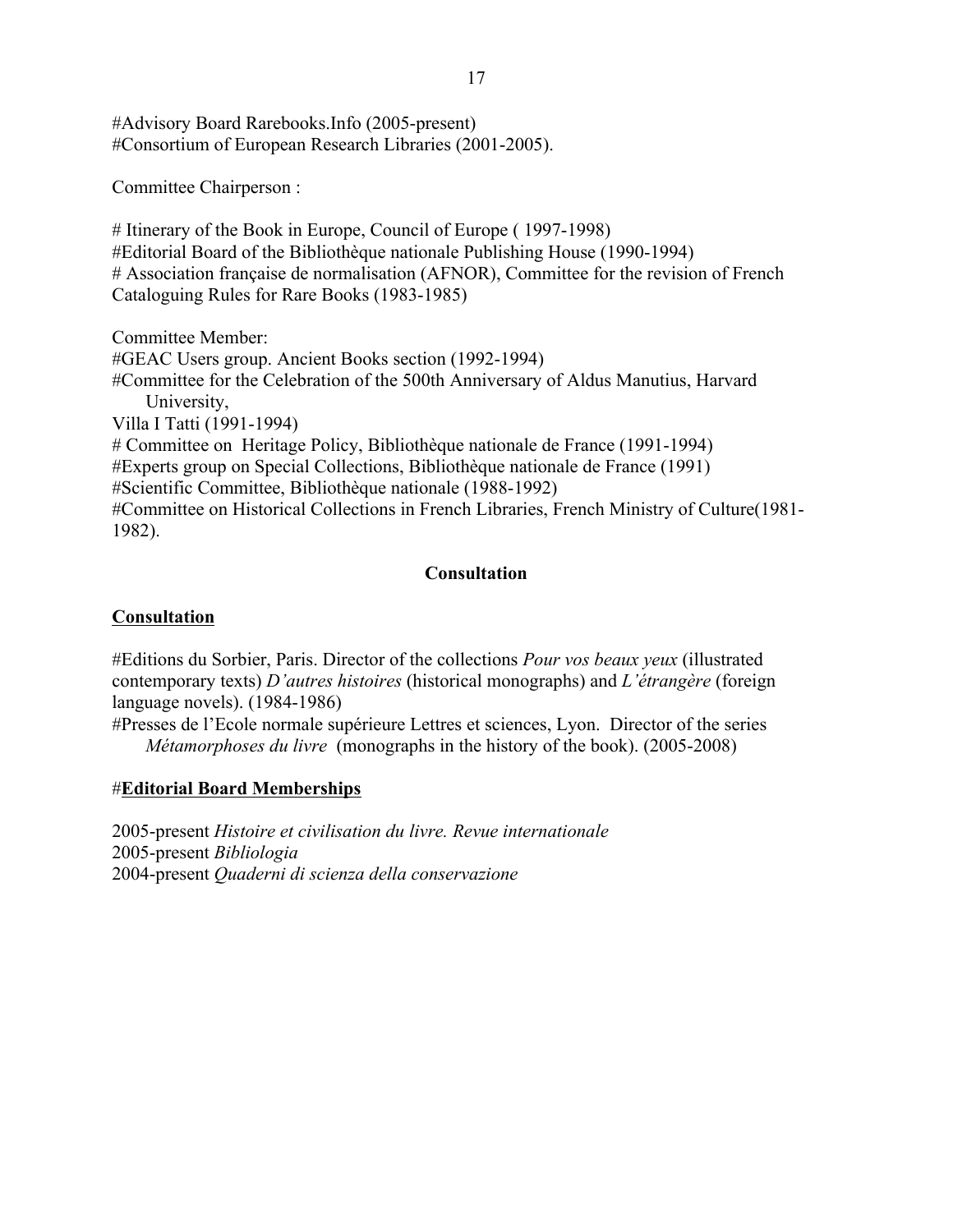#Advisory Board Rarebooks.Info (2005-present)
#Consortium of European Research Libraries (2001-2005).

Committee Chairperson :

# Itinerary of the Book in Europe, Council of Europe ( 1997-1998)
#Editorial Board of the Bibliothèque nationale Publishing House (1990-1994)
# Association française de normalisation (AFNOR), Committee for the revision of French Cataloguing Rules for Rare Books (1983-1985)

Committee Member:
#GEAC Users group. Ancient Books section (1992-1994)
#Committee for the Celebration of the 500th Anniversary of Aldus Manutius, Harvard University,
Villa I Tatti (1991-1994)
# Committee on Heritage Policy, Bibliothèque nationale de France (1991-1994)
#Experts group on Special Collections, Bibliothèque nationale de France (1991)
#Scientific Committee, Bibliothèque nationale (1988-1992)
#Committee on Historical Collections in French Libraries, French Ministry of Culture(1981-1982).

**Consultation**

**Consultation**

#Editions du Sorbier, Paris. Director of the collections *Pour vos beaux yeux* (illustrated contemporary texts) *D'autres histoires* (historical monographs) and *L'étrangère* (foreign language novels). (1984-1986)
#Presses de l'Ecole normale supérieure Lettres et sciences, Lyon. Director of the series *Métamorphoses du livre* (monographs in the history of the book). (2005-2008)

#**Editorial Board Memberships**

2005-present *Histoire et civilisation du livre. Revue internationale*
2005-present *Bibliologia*
2004-present *Quaderni di scienza della conservazione*